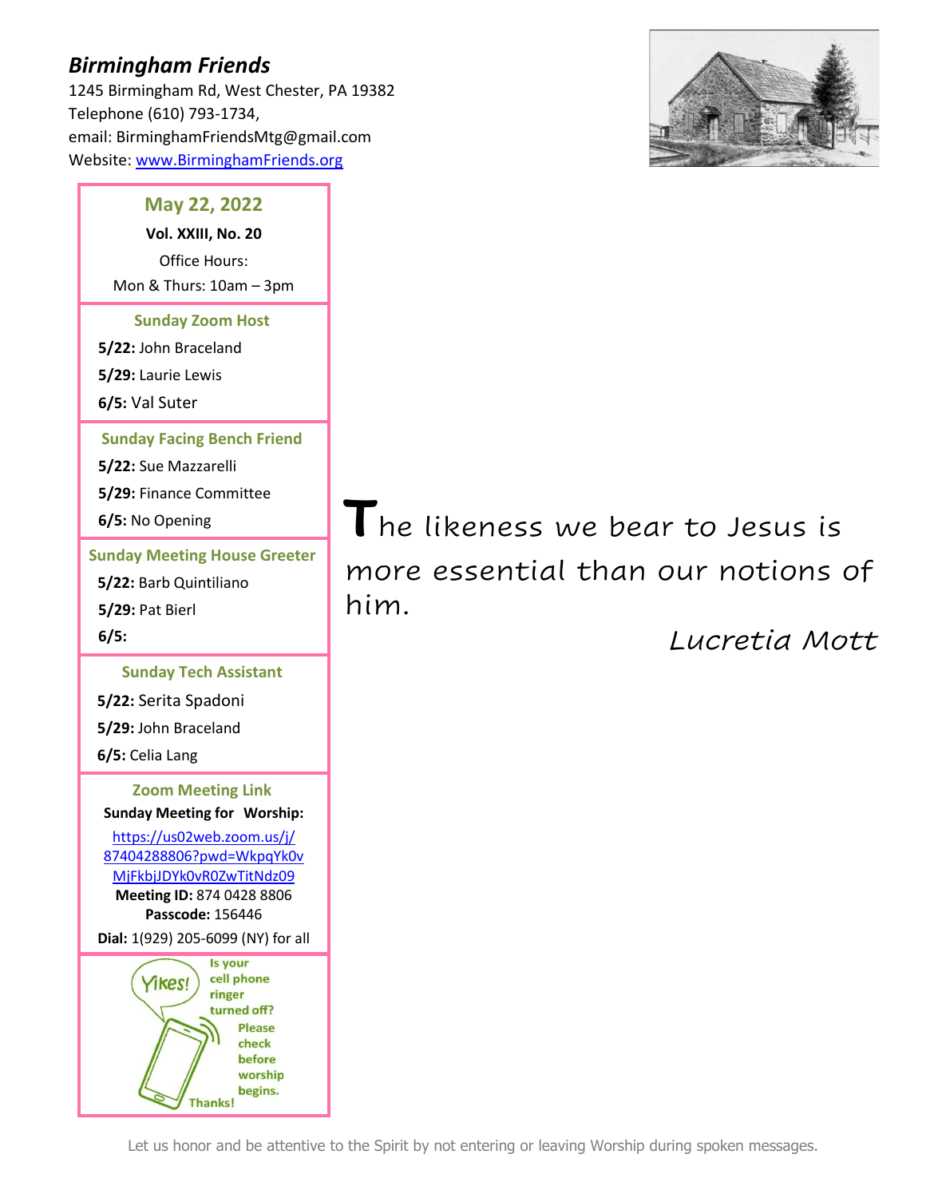# *Birmingham Friends*

1245 Birmingham Rd, West Chester, PA 19382
Telephone (610) 793-1734,
email: BirminghamFriendsMtg@gmail.com
Website: [www.BirminghamFriends.org](http://www.BirminghamFriends.org)

## May 22, 2022

**Vol. XXIII, No. 20**

Office Hours:
Mon & Thurs: 10am – 3pm

### Sunday Zoom Host

**5/22:** John Braceland
**5/29:** Laurie Lewis
**6/5:** Val Suter

### Sunday Facing Bench Friend

**5/22:** Sue Mazzarelli
**5/29:** Finance Committee
**6/5:** No Opening

### Sunday Meeting House Greeter

**5/22:** Barb Quintiliano
**5/29:** Pat Bierl
**6/5:**

### Sunday Tech Assistant

**5/22:** Serita Spadoni
**5/29:** John Braceland
**6/5:** Celia Lang

### Zoom Meeting Link

**Sunday Meeting for Worship:**

[https://us02web.zoom.us/j/87404288806?pwd=WkpqYk0vMjFkbjJDYk0vR0ZwTitNdz09](https://us02web.zoom.us/j/87404288806?pwd=WkpqYk0vMjFkbjJDYk0vR0ZwTitNdz09)

**Meeting ID:** 874 0428 8806
**Passcode:** 156446
**Dial:** 1(929) 205-6099 (NY) for all

Yikes! Is your cell phone ringer turned off? Please check before worship begins. Thanks!

The likeness we bear to Jesus is more essential than our notions of him.

*Lucretia Mott*

Let us honor and be attentive to the Spirit by not entering or leaving Worship during spoken messages.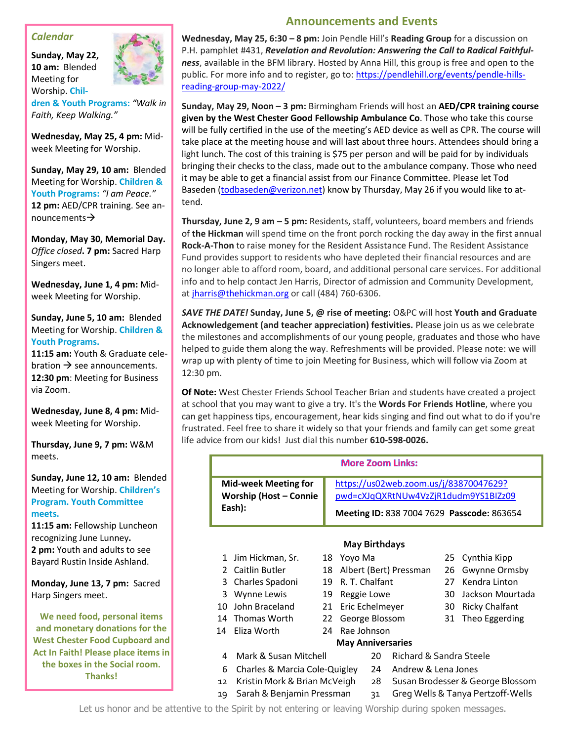## Calendar

**Sunday, May 22, 10 am:** Blended Meeting for Worship. **Children & Youth Programs:** *"Walk in Faith, Keep Walking."*

**Wednesday, May 25, 4 pm:** Mid-week Meeting for Worship.

**Sunday, May 29, 10 am:** Blended Meeting for Worship. **Children & Youth Programs:** *"I am Peace."*
**12 pm:** AED/CPR training. See announcements→

**Monday, May 30, Memorial Day.** *Office closed*. **7 pm:** Sacred Harp Singers meet.

**Wednesday, June 1, 4 pm:** Mid-week Meeting for Worship.

**Sunday, June 5, 10 am:** Blended Meeting for Worship. **Children & Youth Programs.**
**11:15 am:** Youth & Graduate celebration → see announcements.
**12:30 pm**: Meeting for Business via Zoom.

**Wednesday, June 8, 4 pm:** Mid-week Meeting for Worship.

**Thursday, June 9, 7 pm:** W&M meets.

**Sunday, June 12, 10 am:** Blended Meeting for Worship. **Children's Program. Youth Committee meets.**
**11:15 am:** Fellowship Luncheon recognizing June Lunney**.**
**2 pm:** Youth and adults to see Bayard Rustin Inside Ashland.

**Monday, June 13, 7 pm:** Sacred Harp Singers meet.

**We need food, personal items and monetary donations for the West Chester Food Cupboard and Act In Faith! Please place items in the boxes in the Social room. Thanks!**

## Announcements and Events

**Wednesday, May 25, 6:30 – 8 pm:** Join Pendle Hill's **Reading Group** for a discussion on P.H. pamphlet #431, ***Revelation and Revolution: Answering the Call to Radical Faithfulness***, available in the BFM library. Hosted by Anna Hill, this group is free and open to the public. For more info and to register, go to: https://pendlehill.org/events/pendle-hills-reading-group-may-2022/

**Sunday, May 29, Noon – 3 pm:** Birmingham Friends will host an **AED/CPR training course given by the West Chester Good Fellowship Ambulance Co**. Those who take this course will be fully certified in the use of the meeting's AED device as well as CPR. The course will take place at the meeting house and will last about three hours. Attendees should bring a light lunch. The cost of this training is $75 per person and will be paid for by individuals bringing their checks to the class, made out to the ambulance company. Those who need it may be able to get a financial assist from our Finance Committee. Please let Tod Baseden (todbaseden@verizon.net) know by Thursday, May 26 if you would like to attend.

**Thursday, June 2, 9 am – 5 pm:** Residents, staff, volunteers, board members and friends of **the Hickman** will spend time on the front porch rocking the day away in the first annual **Rock-A-Thon** to raise money for the Resident Assistance Fund. The Resident Assistance Fund provides support to residents who have depleted their financial resources and are no longer able to afford room, board, and additional personal care services. For additional info and to help contact Jen Harris, Director of admission and Community Development, at jharris@thehickman.org or call (484) 760-6306.

*SAVE THE DATE!* **Sunday, June 5, @ rise of meeting:** O&PC will host **Youth and Graduate Acknowledgement (and teacher appreciation) festivities.** Please join us as we celebrate the milestones and accomplishments of our young people, graduates and those who have helped to guide them along the way. Refreshments will be provided. Please note: we will wrap up with plenty of time to join Meeting for Business, which will follow via Zoom at 12:30 pm.

**Of Note:** West Chester Friends School Teacher Brian and students have created a project at school that you may want to give a try. It's the **Words For Friends Hotline**, where you can get happiness tips, encouragement, hear kids singing and find out what to do if you're frustrated. Feel free to share it widely so that your friends and family can get some great life advice from our kids! Just dial this number **610-598-0026.**

| More Zoom Links: | |
|---|---|
| **Mid-week Meeting for Worship (Host – Connie Eash):** | https://us02web.zoom.us/j/83870047629?pwd=cXJqQXRtNUw4VzZjR1dudm9YS1BIZz09 <br> **Meeting ID:** 838 7004 7629 **Passcode:** 863654 |

### May Birthdays

| | | | | | |
|---|---|---|---|---|---|
| 1 | Jim Hickman, Sr. | 18 | Yoyo Ma | 25 | Cynthia Kipp |
| 2 | Caitlin Butler | 18 | Albert (Bert) Pressman | 26 | Gwynne Ormsby |
| 3 | Charles Spadoni | 19 | R. T. Chalfant | 27 | Kendra Linton |
| 3 | Wynne Lewis | 19 | Reggie Lowe | 30 | Jackson Mourtada |
| 10 | John Braceland | 21 | Eric Echelmeyer | 30 | Ricky Chalfant |
| 14 | Thomas Worth | 22 | George Blossom | 31 | Theo Eggerding |
| 14 | Eliza Worth | 24 | Rae Johnson | | |

### May Anniversaries

| | | | |
|---|---|---|---|
| 4 | Mark & Susan Mitchell | 20 | Richard & Sandra Steele |
| 6 | Charles & Marcia Cole-Quigley | 24 | Andrew & Lena Jones |
| 12 | Kristin Mork & Brian McVeigh | 28 | Susan Brodesser & George Blossom |
| 19 | Sarah & Benjamin Pressman | 31 | Greg Wells & Tanya Pertzoff-Wells |

Let us honor and be attentive to the Spirit by not entering or leaving Worship during spoken messages.